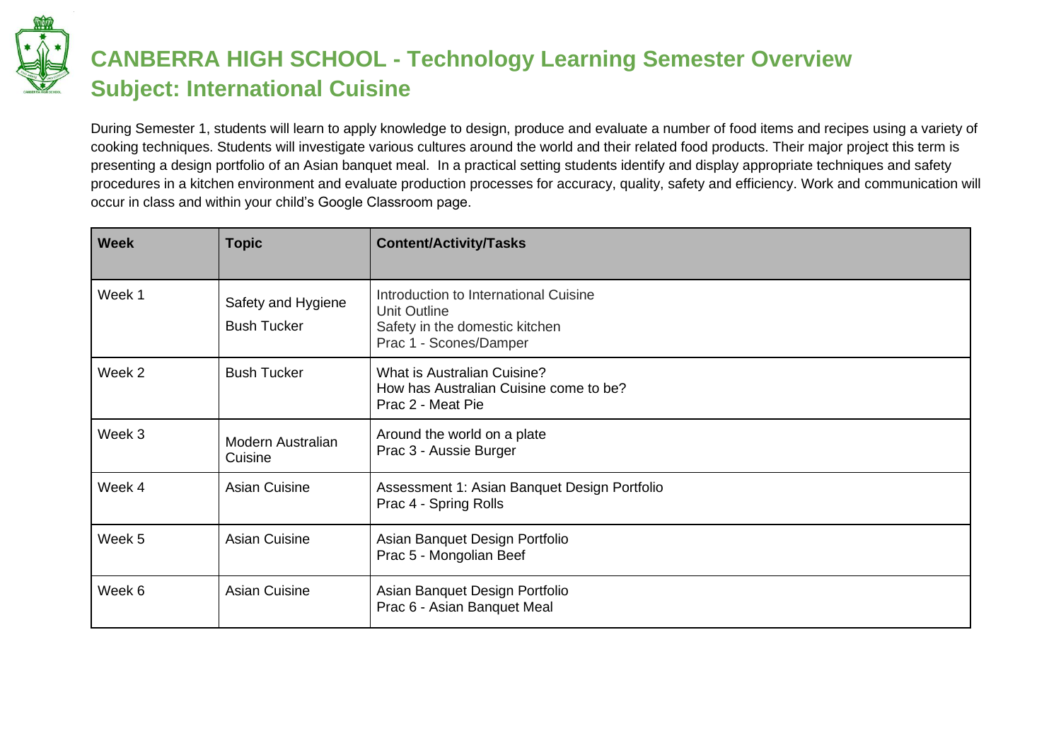# CANBERRA HIGH SCHOOL - Technology Learning Semester Overview
## Subject: International Cuisine

During Semester 1, students will learn to apply knowledge to design, produce and evaluate a number of food items and recipes using a variety of cooking techniques. Students will investigate various cultures around the world and their related food products. Their major project this term is presenting a design portfolio of an Asian banquet meal. In a practical setting students identify and display appropriate techniques and safety procedures in a kitchen environment and evaluate production processes for accuracy, quality, safety and efficiency. Work and communication will occur in class and within your child's Google Classroom page.

| Week | Topic | Content/Activity/Tasks |
| --- | --- | --- |
| Week 1 | Safety and Hygiene<br>Bush Tucker | Introduction to International Cuisine<br>Unit Outline<br>Safety in the domestic kitchen<br>Prac 1 - Scones/Damper |
| Week 2 | Bush Tucker | What is Australian Cuisine?<br>How has Australian Cuisine come to be?<br>Prac 2 - Meat Pie |
| Week 3 | Modern Australian Cuisine | Around the world on a plate<br>Prac 3 - Aussie Burger |
| Week 4 | Asian Cuisine | Assessment 1: Asian Banquet Design Portfolio<br>Prac 4 - Spring Rolls |
| Week 5 | Asian Cuisine | Asian Banquet Design Portfolio<br>Prac 5 - Mongolian Beef |
| Week 6 | Asian Cuisine | Asian Banquet Design Portfolio<br>Prac 6 - Asian Banquet Meal |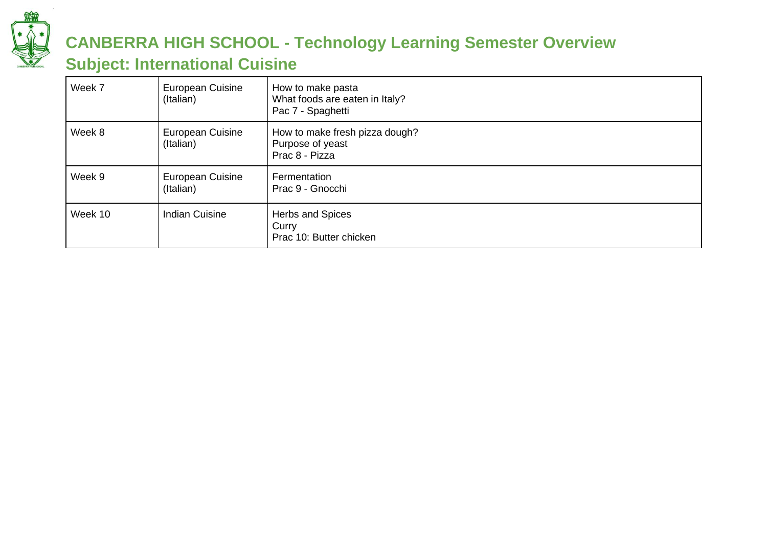# CANBERRA HIGH SCHOOL - Technology Learning Semester Overview

## Subject: International Cuisine

| | | |
|---|---|---|
| Week 7 | European Cuisine (Italian) | How to make pasta<br>What foods are eaten in Italy?<br>Pac 7 - Spaghetti |
| Week 8 | European Cuisine (Italian) | How to make fresh pizza dough?<br>Purpose of yeast<br>Prac 8 - Pizza |
| Week 9 | European Cuisine (Italian) | Fermentation<br>Prac 9 - Gnocchi |
| Week 10 | Indian Cuisine | Herbs and Spices<br>Curry<br>Prac 10: Butter chicken |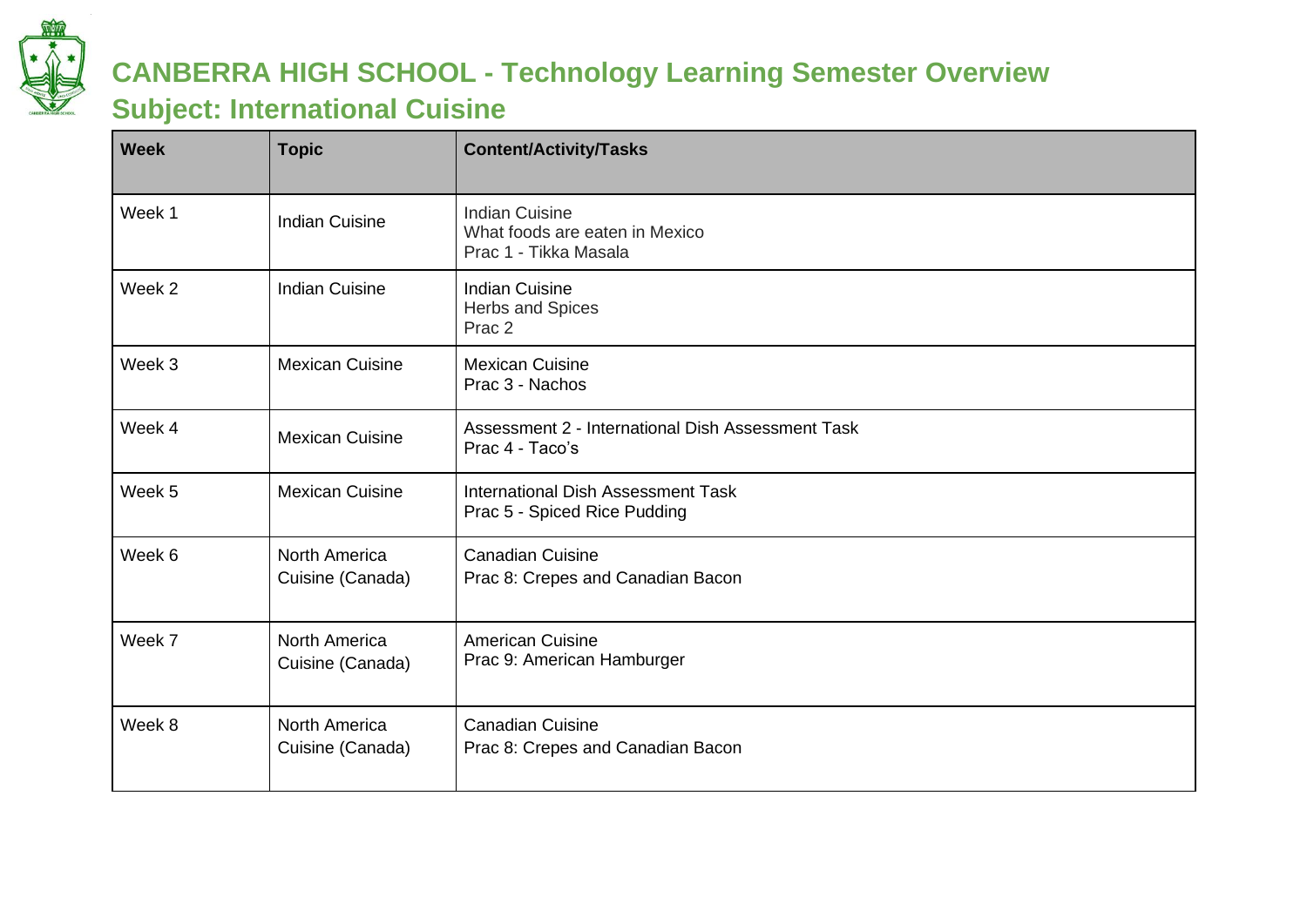# CANBERRA HIGH SCHOOL - Technology Learning Semester Overview

## Subject: International Cuisine

| Week | Topic | Content/Activity/Tasks |
|---|---|---|
| Week 1 | Indian Cuisine | Indian Cuisine<br>What foods are eaten in Mexico<br>Prac 1 - Tikka Masala |
| Week 2 | Indian Cuisine | Indian Cuisine<br>Herbs and Spices<br>Prac 2 |
| Week 3 | Mexican Cuisine | Mexican Cuisine<br>Prac 3 - Nachos |
| Week 4 | Mexican Cuisine | Assessment 2 - International Dish Assessment Task<br>Prac 4 - Taco's |
| Week 5 | Mexican Cuisine | International Dish Assessment Task<br>Prac 5 - Spiced Rice Pudding |
| Week 6 | North America Cuisine (Canada) | Canadian Cuisine<br>Prac 8: Crepes and Canadian Bacon |
| Week 7 | North America Cuisine (Canada) | American Cuisine<br>Prac 9: American Hamburger |
| Week 8 | North America Cuisine (Canada) | Canadian Cuisine<br>Prac 8: Crepes and Canadian Bacon |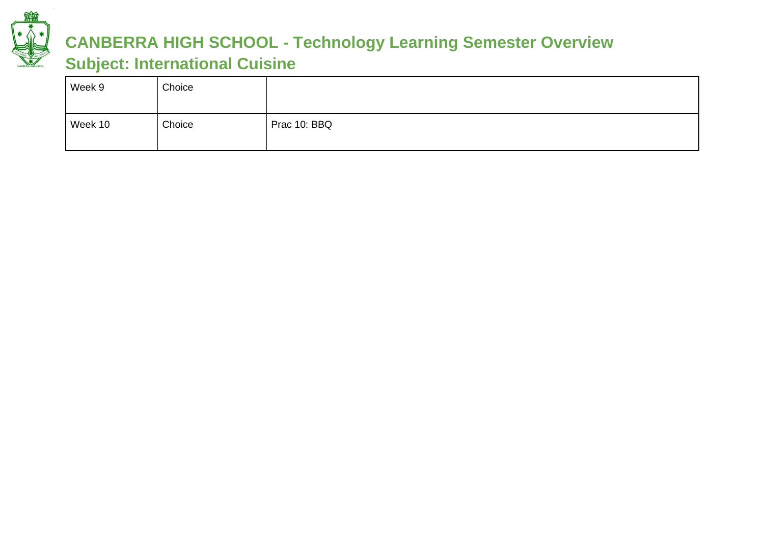# CANBERRA HIGH SCHOOL - Technology Learning Semester Overview
## Subject: International Cuisine

| | | |
|---|---|---|
| Week 9 | Choice | |
| Week 10 | Choice | Prac 10: BBQ |